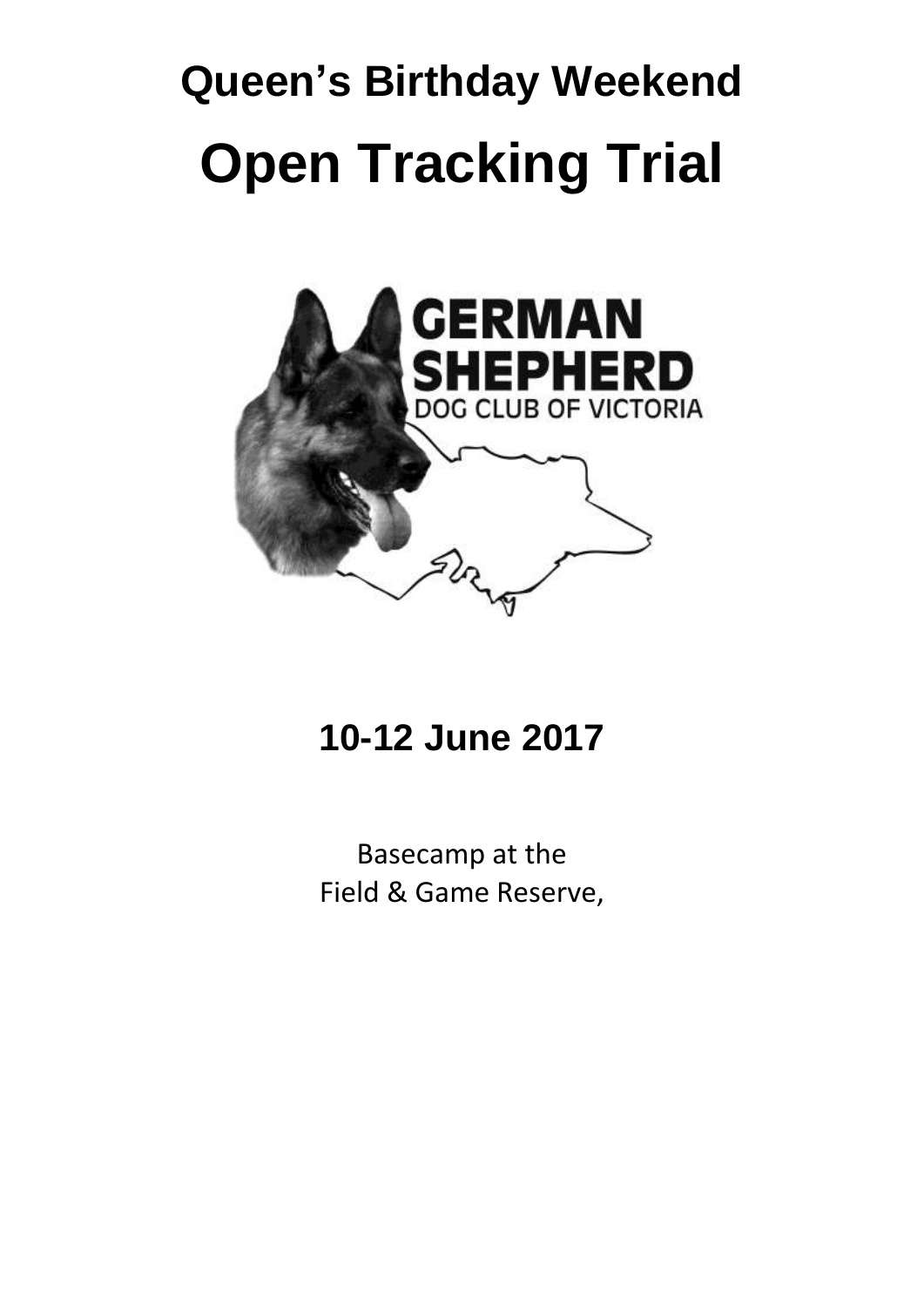# Queen's Birthday Weekend

# Open Tracking Trial

GERMAN SHEPHERD DOG CLUB OF VICTORIA

## 10-12 June 2017

Basecamp at the
Field & Game Reserve,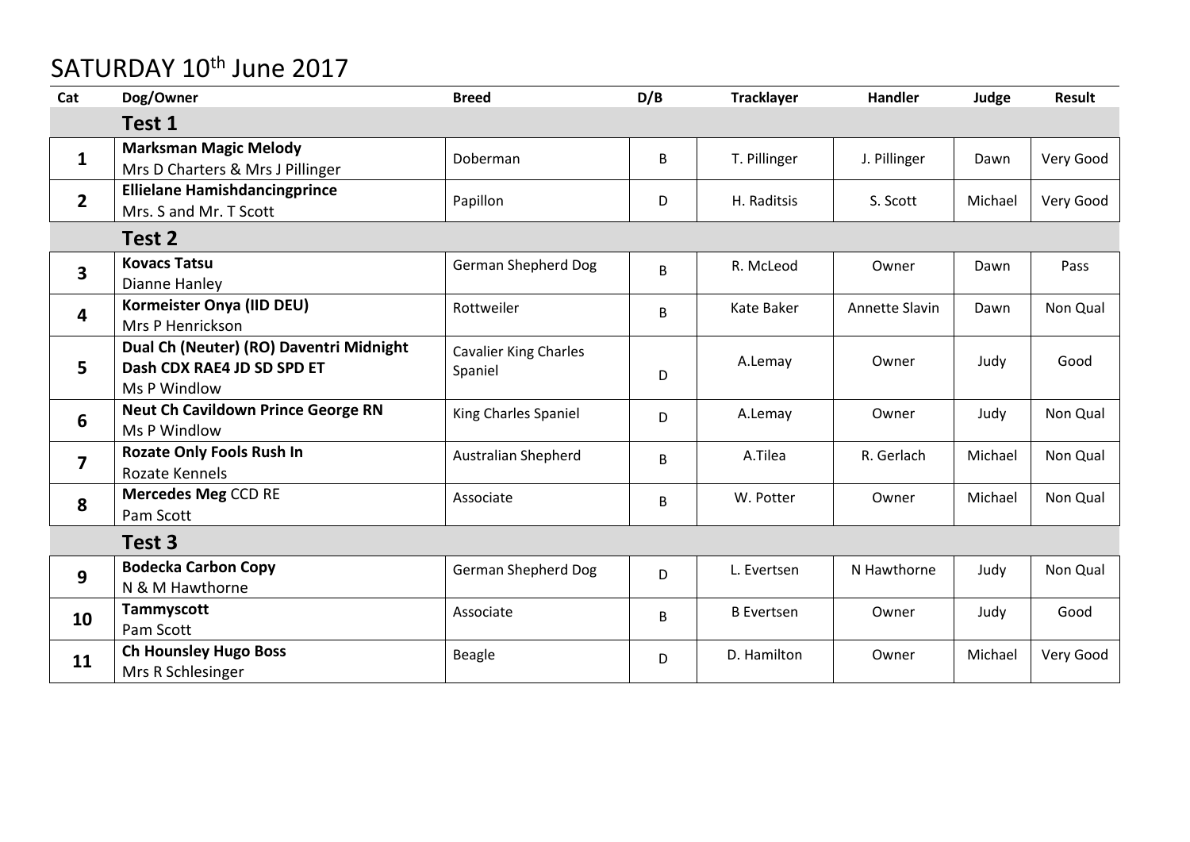# SATURDAY 10th June 2017

| Cat | Dog/Owner | Breed | D/B | Tracklayer | Handler | Judge | Result |
|---|---|---|---|---|---|---|---|
| | **Test 1** | | | | | | |
| **1** | **Marksman Magic Melody** Mrs D Charters & Mrs J Pillinger | Doberman | B | T. Pillinger | J. Pillinger | Dawn | Very Good |
| **2** | **Ellielane Hamishdancingprince** Mrs. S and Mr. T Scott | Papillon | D | H. Raditsis | S. Scott | Michael | Very Good |
| | **Test 2** | | | | | | |
| **3** | **Kovacs Tatsu** Dianne Hanley | German Shepherd Dog | B | R. McLeod | Owner | Dawn | Pass |
| **4** | **Kormeister Onya (IID DEU)** Mrs P Henrickson | Rottweiler | B | Kate Baker | Annette Slavin | Dawn | Non Qual |
| **5** | **Dual Ch (Neuter) (RO) Daventri Midnight Dash CDX RAE4 JD SD SPD ET** Ms P Windlow | Cavalier King Charles Spaniel | D | A.Lemay | Owner | Judy | Good |
| **6** | **Neut Ch Cavildown Prince George RN** Ms P Windlow | King Charles Spaniel | D | A.Lemay | Owner | Judy | Non Qual |
| **7** | **Rozate Only Fools Rush In** Rozate Kennels | Australian Shepherd | B | A.Tilea | R. Gerlach | Michael | Non Qual |
| **8** | **Mercedes Meg** CCD RE Pam Scott | Associate | B | W. Potter | Owner | Michael | Non Qual |
| | **Test 3** | | | | | | |
| **9** | **Bodecka Carbon Copy** N & M Hawthorne | German Shepherd Dog | D | L. Evertsen | N Hawthorne | Judy | Non Qual |
| **10** | **Tammyscott** Pam Scott | Associate | B | B Evertsen | Owner | Judy | Good |
| **11** | **Ch Hounsley Hugo Boss** Mrs R Schlesinger | Beagle | D | D. Hamilton | Owner | Michael | Very Good |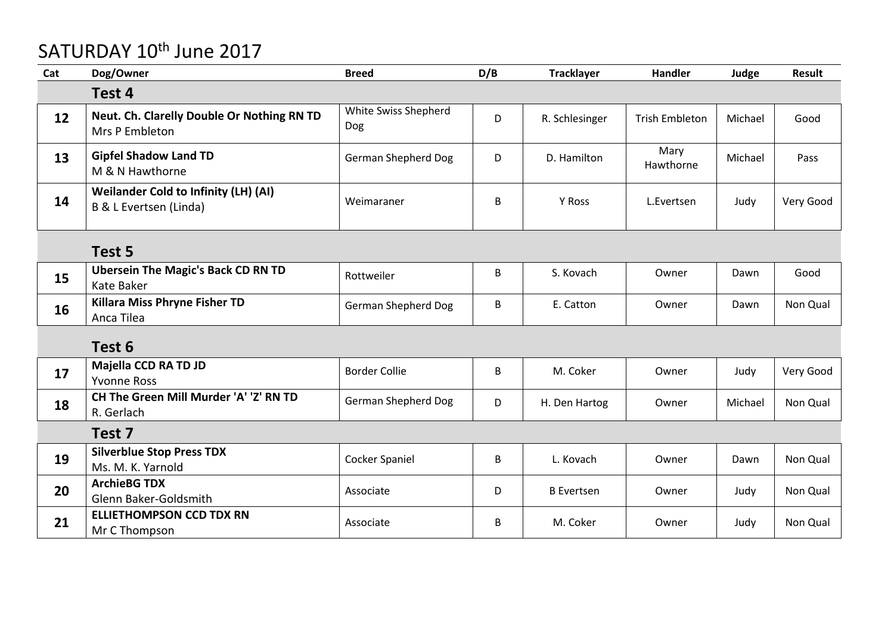# SATURDAY 10th June 2017

| Cat | Dog/Owner | Breed | D/B | Tracklayer | Handler | Judge | Result |
|---|---|---|---|---|---|---|---|
| | **Test 4** | | | | | | |
| 12 | **Neut. Ch. Clarelly Double Or Nothing RN TD** Mrs P Embleton | White Swiss Shepherd Dog | D | R. Schlesinger | Trish Embleton | Michael | Good |
| 13 | **Gipfel Shadow Land TD** M & N Hawthorne | German Shepherd Dog | D | D. Hamilton | Mary Hawthorne | Michael | Pass |
| 14 | **Weilander Cold to Infinity (LH) (AI)** B & L Evertsen (Linda) | Weimaraner | B | Y Ross | L.Evertsen | Judy | Very Good |
| | **Test 5** | | | | | | |
| 15 | **Ubersein The Magic's Back CD RN TD** Kate Baker | Rottweiler | B | S. Kovach | Owner | Dawn | Good |
| 16 | **Killara Miss Phryne Fisher TD** Anca Tilea | German Shepherd Dog | B | E. Catton | Owner | Dawn | Non Qual |
| | **Test 6** | | | | | | |
| 17 | **Majella CCD RA TD JD** Yvonne Ross | Border Collie | B | M. Coker | Owner | Judy | Very Good |
| 18 | **CH The Green Mill Murder 'A' 'Z' RN TD** R. Gerlach | German Shepherd Dog | D | H. Den Hartog | Owner | Michael | Non Qual |
| | **Test 7** | | | | | | |
| 19 | **Silverblue Stop Press TDX** Ms. M. K. Yarnold | Cocker Spaniel | B | L. Kovach | Owner | Dawn | Non Qual |
| 20 | **ArchieBG TDX** Glenn Baker-Goldsmith | Associate | D | B Evertsen | Owner | Judy | Non Qual |
| 21 | **ELLIETHOMPSON CCD TDX RN** Mr C Thompson | Associate | B | M. Coker | Owner | Judy | Non Qual |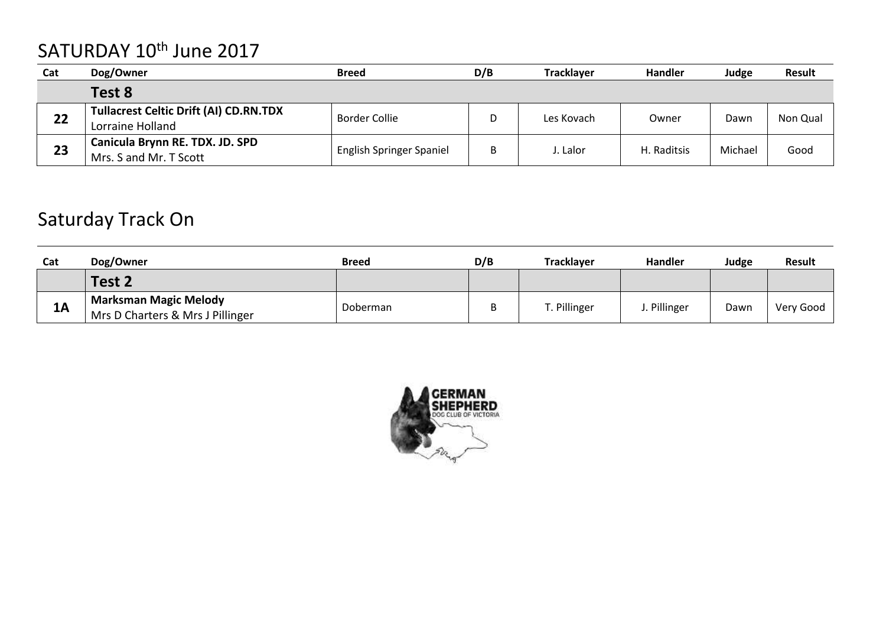# SATURDAY 10th June 2017

| Cat | Dog/Owner | Breed | D/B | Tracklayer | Handler | Judge | Result |
|---|---|---|---|---|---|---|---|
| | **Test 8** | | | | | | |
| **22** | **Tullacrest Celtic Drift (AI) CD.RN.TDX** Lorraine Holland | Border Collie | D | Les Kovach | Owner | Dawn | Non Qual |
| **23** | **Canicula Brynn RE. TDX. JD. SPD** Mrs. S and Mr. T Scott | English Springer Spaniel | B | J. Lalor | H. Raditsis | Michael | Good |

# Saturday Track On

| Cat | Dog/Owner | Breed | D/B | Tracklayer | Handler | Judge | Result |
|---|---|---|---|---|---|---|---|
| | **Test 2** | | | | | | |
| **1A** | **Marksman Magic Melody** Mrs D Charters & Mrs J Pillinger | Doberman | B | T. Pillinger | J. Pillinger | Dawn | Very Good |

GERMAN SHEPHERD DOG CLUB OF VICTORIA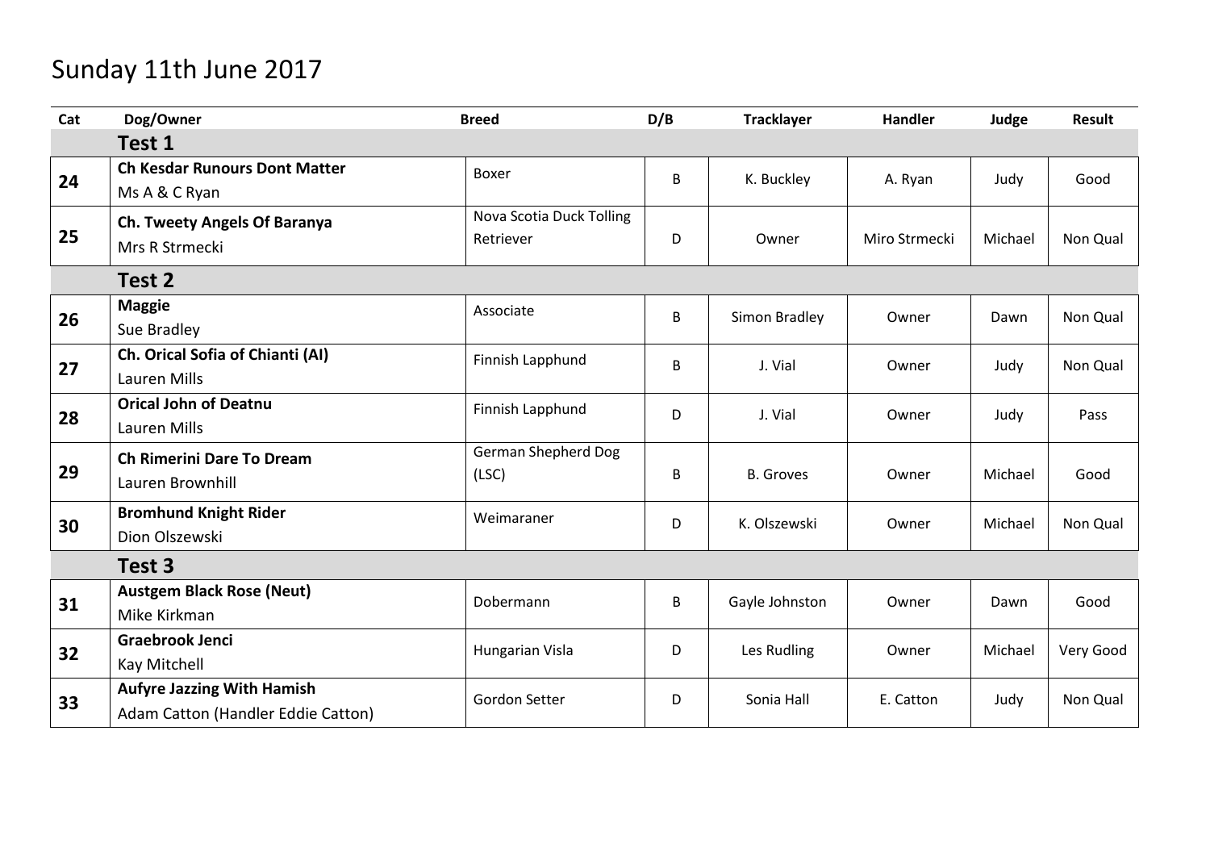# Sunday 11th June 2017

| Cat | Dog/Owner | Breed | D/B | Tracklayer | Handler | Judge | Result |
|---|---|---|---|---|---|---|---|
| | **Test 1** | | | | | | |
| 24 | **Ch Kesdar Runours Dont Matter**<br>Ms A & C Ryan | Boxer | B | K. Buckley | A. Ryan | Judy | Good |
| 25 | **Ch. Tweety Angels Of Baranya**<br>Mrs R Strmecki | Nova Scotia Duck Tolling Retriever | D | Owner | Miro Strmecki | Michael | Non Qual |
| | **Test 2** | | | | | | |
| 26 | **Maggie**<br>Sue Bradley | Associate | B | Simon Bradley | Owner | Dawn | Non Qual |
| 27 | **Ch. Orical Sofia of Chianti (AI)**<br>Lauren Mills | Finnish Lapphund | B | J. Vial | Owner | Judy | Non Qual |
| 28 | **Orical John of Deatnu**<br>Lauren Mills | Finnish Lapphund | D | J. Vial | Owner | Judy | Pass |
| 29 | **Ch Rimerini Dare To Dream**<br>Lauren Brownhill | German Shepherd Dog (LSC) | B | B. Groves | Owner | Michael | Good |
| 30 | **Bromhund Knight Rider**<br>Dion Olszewski | Weimaraner | D | K. Olszewski | Owner | Michael | Non Qual |
| | **Test 3** | | | | | | |
| 31 | **Austgem Black Rose (Neut)**<br>Mike Kirkman | Dobermann | B | Gayle Johnston | Owner | Dawn | Good |
| 32 | **Graebrook Jenci**<br>Kay Mitchell | Hungarian Visla | D | Les Rudling | Owner | Michael | Very Good |
| 33 | **Aufyre Jazzing With Hamish**<br>Adam Catton (Handler Eddie Catton) | Gordon Setter | D | Sonia Hall | E. Catton | Judy | Non Qual |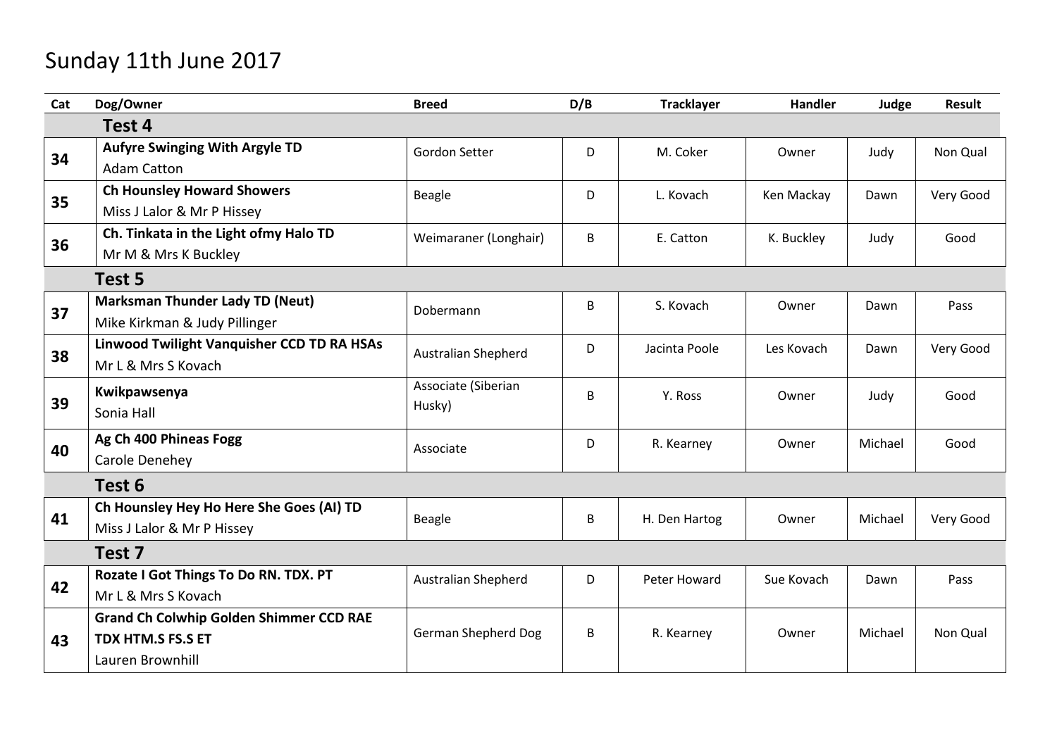# Sunday 11th June 2017

| Cat | Dog/Owner | Breed | D/B | Tracklayer | Handler | Judge | Result |
|---|---|---|---|---|---|---|---|
| | **Test 4** | | | | | | |
| **34** | **Aufyre Swinging With Argyle TD**<br>Adam Catton | Gordon Setter | D | M. Coker | Owner | Judy | Non Qual |
| **35** | **Ch Hounsley Howard Showers**<br>Miss J Lalor & Mr P Hissey | Beagle | D | L. Kovach | Ken Mackay | Dawn | Very Good |
| **36** | **Ch. Tinkata in the Light ofmy Halo TD**<br>Mr M & Mrs K Buckley | Weimaraner (Longhair) | B | E. Catton | K. Buckley | Judy | Good |
| | **Test 5** | | | | | | |
| **37** | **Marksman Thunder Lady TD (Neut)**<br>Mike Kirkman & Judy Pillinger | Dobermann | B | S. Kovach | Owner | Dawn | Pass |
| **38** | **Linwood Twilight Vanquisher CCD TD RA HSAs**<br>Mr L & Mrs S Kovach | Australian Shepherd | D | Jacinta Poole | Les Kovach | Dawn | Very Good |
| **39** | **Kwikpawsenya**<br>Sonia Hall | Associate (Siberian Husky) | B | Y. Ross | Owner | Judy | Good |
| **40** | **Ag Ch 400 Phineas Fogg**<br>Carole Denehey | Associate | D | R. Kearney | Owner | Michael | Good |
| | **Test 6** | | | | | | |
| **41** | **Ch Hounsley Hey Ho Here She Goes (AI) TD**<br>Miss J Lalor & Mr P Hissey | Beagle | B | H. Den Hartog | Owner | Michael | Very Good |
| | **Test 7** | | | | | | |
| **42** | **Rozate I Got Things To Do RN. TDX. PT**<br>Mr L & Mrs S Kovach | Australian Shepherd | D | Peter Howard | Sue Kovach | Dawn | Pass |
| **43** | **Grand Ch Colwhip Golden Shimmer CCD RAE TDX HTM.S FS.S ET**<br>Lauren Brownhill | German Shepherd Dog | B | R. Kearney | Owner | Michael | Non Qual |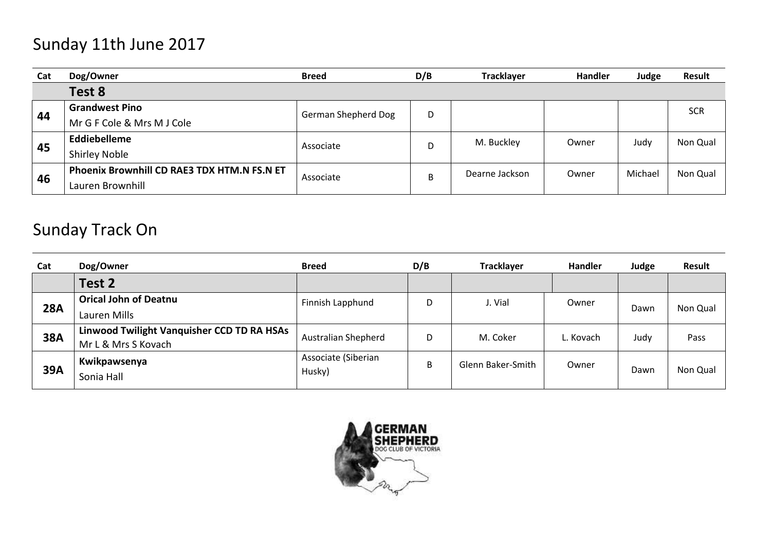# Sunday 11th June 2017

| Cat | Dog/Owner | Breed | D/B | Tracklayer | Handler | Judge | Result |
|---|---|---|---|---|---|---|---|
| | **Test 8** | | | | | | |
| **44** | **Grandwest Pino**<br>Mr G F Cole & Mrs M J Cole | German Shepherd Dog | D | | | | SCR |
| **45** | **Eddiebelleme**<br>Shirley Noble | Associate | D | M. Buckley | Owner | Judy | Non Qual |
| **46** | **Phoenix Brownhill CD RAE3 TDX HTM.N FS.N ET**<br>Lauren Brownhill | Associate | B | Dearne Jackson | Owner | Michael | Non Qual |

# Sunday Track On

| Cat | Dog/Owner | Breed | D/B | Tracklayer | Handler | Judge | Result |
|---|---|---|---|---|---|---|---|
| | **Test 2** | | | | | | |
| **28A** | **Orical John of Deatnu**<br>Lauren Mills | Finnish Lapphund | D | J. Vial | Owner | Dawn | Non Qual |
| **38A** | **Linwood Twilight Vanquisher CCD TD RA HSAs**<br>Mr L & Mrs S Kovach | Australian Shepherd | D | M. Coker | L. Kovach | Judy | Pass |
| **39A** | **Kwikpawsenya**<br>Sonia Hall | Associate (Siberian Husky) | B | Glenn Baker-Smith | Owner | Dawn | Non Qual |

GERMAN SHEPHERD DOG CLUB OF VICTORIA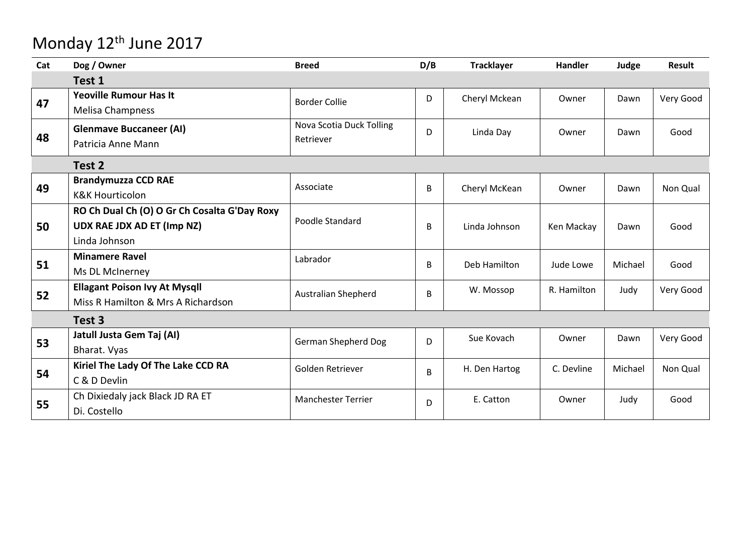# Monday 12th June 2017

| Cat | Dog / Owner | Breed | D/B | Tracklayer | Handler | Judge | Result |
|---|---|---|---|---|---|---|---|
| | **Test 1** | | | | | | |
| **47** | **Yeoville Rumour Has It**<br>Melisa Champness | Border Collie | D | Cheryl Mckean | Owner | Dawn | Very Good |
| **48** | **Glenmave Buccaneer (AI)**<br>Patricia Anne Mann | Nova Scotia Duck Tolling Retriever | D | Linda Day | Owner | Dawn | Good |
| | **Test 2** | | | | | | |
| **49** | **Brandymuzza CCD RAE**<br>K&K Hourticolon | Associate | B | Cheryl McKean | Owner | Dawn | Non Qual |
| **50** | **RO Ch Dual Ch (O) O Gr Ch Cosalta G'Day Roxy UDX RAE JDX AD ET (Imp NZ)**<br>Linda Johnson | Poodle Standard | B | Linda Johnson | Ken Mackay | Dawn | Good |
| **51** | **Minamere Ravel**<br>Ms DL McInerney | Labrador | B | Deb Hamilton | Jude Lowe | Michael | Good |
| **52** | **Ellagant Poison Ivy At Mysqll**<br>Miss R Hamilton & Mrs A Richardson | Australian Shepherd | B | W. Mossop | R. Hamilton | Judy | Very Good |
| | **Test 3** | | | | | | |
| **53** | **Jatull Justa Gem Taj (AI)**<br>Bharat. Vyas | German Shepherd Dog | D | Sue Kovach | Owner | Dawn | Very Good |
| **54** | **Kiriel The Lady Of The Lake CCD RA**<br>C & D Devlin | Golden Retriever | B | H. Den Hartog | C. Devline | Michael | Non Qual |
| **55** | Ch Dixiedaly jack Black JD RA ET<br>Di. Costello | Manchester Terrier | D | E. Catton | Owner | Judy | Good |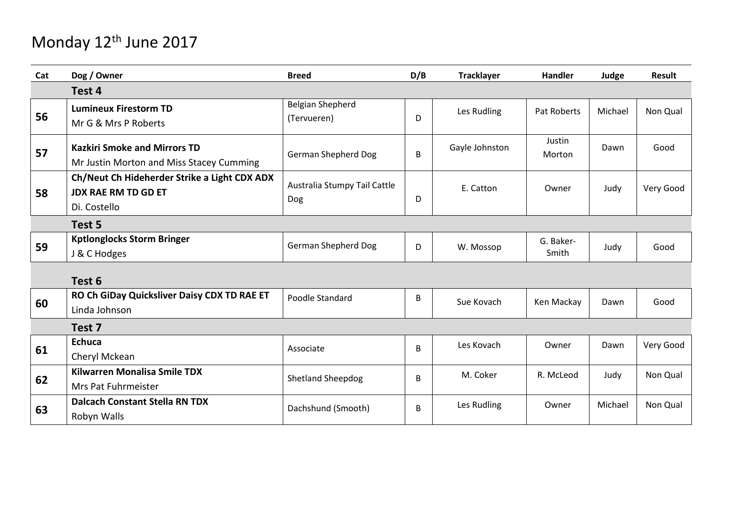# Monday 12th June 2017

| Cat | Dog / Owner | Breed | D/B | Tracklayer | Handler | Judge | Result |
|---|---|---|---|---|---|---|---|
| | **Test 4** | | | | | | |
| **56** | **Lumineux Firestorm TD**<br>Mr G & Mrs P Roberts | Belgian Shepherd (Tervueren) | D | Les Rudling | Pat Roberts | Michael | Non Qual |
| **57** | **Kazkiri Smoke and Mirrors TD**<br>Mr Justin Morton and Miss Stacey Cumming | German Shepherd Dog | B | Gayle Johnston | Justin Morton | Dawn | Good |
| **58** | **Ch/Neut Ch Hideherder Strike a Light CDX ADX JDX RAE RM TD GD ET**<br>Di. Costello | Australia Stumpy Tail Cattle Dog | D | E. Catton | Owner | Judy | Very Good |
| | **Test 5** | | | | | | |
| **59** | **Kptlonglocks Storm Bringer**<br>J & C Hodges | German Shepherd Dog | D | W. Mossop | G. Baker-Smith | Judy | Good |
| | **Test 6** | | | | | | |
| **60** | **RO Ch GiDay Quicksliver Daisy CDX TD RAE ET**<br>Linda Johnson | Poodle Standard | B | Sue Kovach | Ken Mackay | Dawn | Good |
| | **Test 7** | | | | | | |
| **61** | **Echuca**<br>Cheryl Mckean | Associate | B | Les Kovach | Owner | Dawn | Very Good |
| **62** | **Kilwarren Monalisa Smile TDX**<br>Mrs Pat Fuhrmeister | Shetland Sheepdog | B | M. Coker | R. McLeod | Judy | Non Qual |
| **63** | **Dalcach Constant Stella RN TDX**<br>Robyn Walls | Dachshund (Smooth) | B | Les Rudling | Owner | Michael | Non Qual |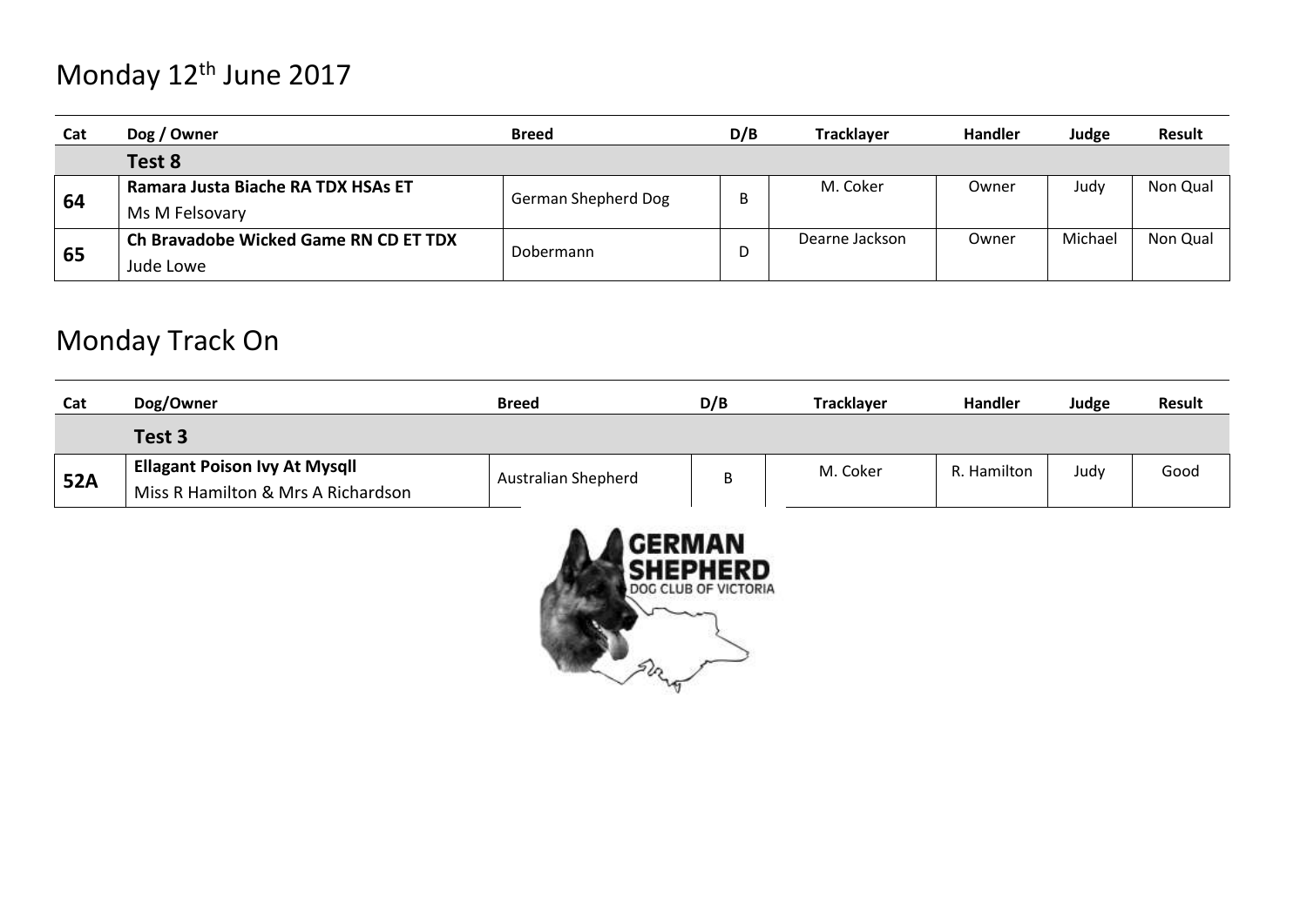# Monday 12th June 2017

| Cat | Dog / Owner | Breed | D/B | Tracklayer | Handler | Judge | Result |
|---|---|---|---|---|---|---|---|
| | **Test 8** | | | | | | |
| **64** | **Ramara Justa Biache RA TDX HSAs ET**<br>Ms M Felsovary | German Shepherd Dog | B | M. Coker | Owner | Judy | Non Qual |
| **65** | **Ch Bravadobe Wicked Game RN CD ET TDX**<br>Jude Lowe | Dobermann | D | Dearne Jackson | Owner | Michael | Non Qual |

# Monday Track On

| Cat | Dog/Owner | Breed | D/B | Tracklayer | Handler | Judge | Result |
|---|---|---|---|---|---|---|---|
| | **Test 3** | | | | | | |
| **52A** | **Ellagant Poison Ivy At Mysqll**<br>Miss R Hamilton & Mrs A Richardson | Australian Shepherd | B | M. Coker | R. Hamilton | Judy | Good |

GERMAN SHEPHERD DOG CLUB OF VICTORIA